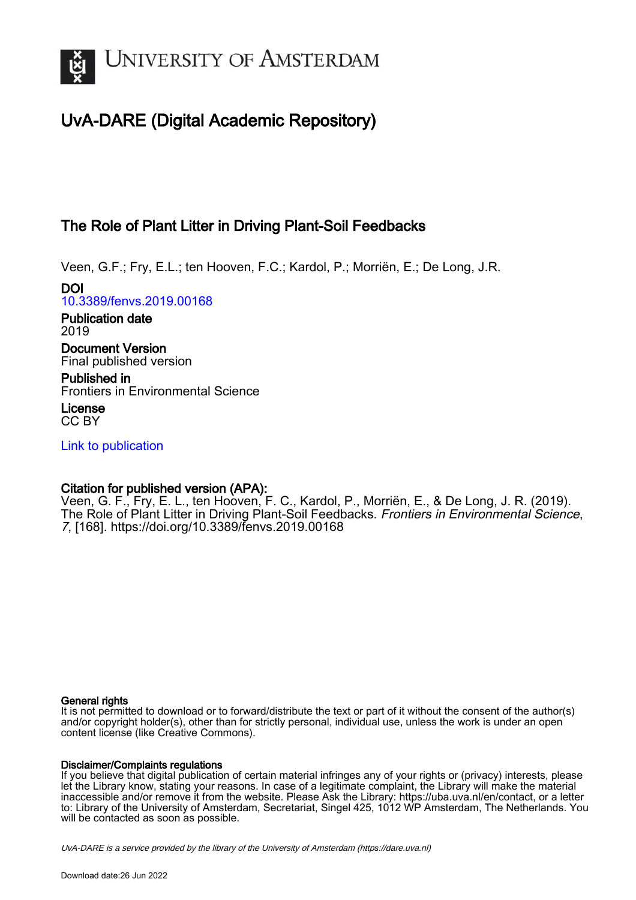# UvA-DARE (Digital Academic Repository)

## The Role of Plant Litter in Driving Plant-Soil Feedbacks

Veen, G.F.; Fry, E.L.; ten Hooven, F.C.; Kardol, P.; Morriën, E.; De Long, J.R.

**DOI**
10.3389/fenvs.2019.00168

**Publication date**
2019

**Document Version**
Final published version

**Published in**
Frontiers in Environmental Science

**License**
CC BY

Link to publication

**Citation for published version (APA):**
Veen, G. F., Fry, E. L., ten Hooven, F. C., Kardol, P., Morriën, E., & De Long, J. R. (2019). The Role of Plant Litter in Driving Plant-Soil Feedbacks. *Frontiers in Environmental Science*, *7*, [168]. https://doi.org/10.3389/fenvs.2019.00168

**General rights**
It is not permitted to download or to forward/distribute the text or part of it without the consent of the author(s) and/or copyright holder(s), other than for strictly personal, individual use, unless the work is under an open content license (like Creative Commons).

**Disclaimer/Complaints regulations**
If you believe that digital publication of certain material infringes any of your rights or (privacy) interests, please let the Library know, stating your reasons. In case of a legitimate complaint, the Library will make the material inaccessible and/or remove it from the website. Please Ask the Library: https://uba.uva.nl/en/contact, or a letter to: Library of the University of Amsterdam, Secretariat, Singel 425, 1012 WP Amsterdam, The Netherlands. You will be contacted as soon as possible.

*UvA-DARE is a service provided by the library of the University of Amsterdam (https://dare.uva.nl)*

Download date:26 Jun 2022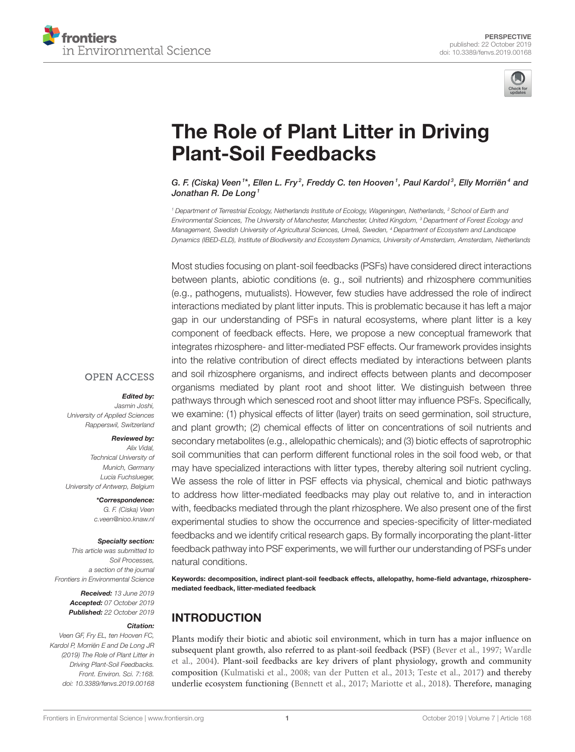# The Role of Plant Litter in Driving Plant-Soil Feedbacks

G. F. (Ciska) Veen[1]*, Ellen L. Fry[2], Freddy C. ten Hooven[1], Paul Kardol[3], Elly Morriën[4] and Jonathan R. De Long[1]

[1] Department of Terrestrial Ecology, Netherlands Institute of Ecology, Wageningen, Netherlands, [2] School of Earth and Environmental Sciences, The University of Manchester, Manchester, United Kingdom, [3] Department of Forest Ecology and Management, Swedish University of Agricultural Sciences, Umeå, Sweden, [4] Department of Ecosystem and Landscape Dynamics (IBED-ELD), Institute of Biodiversity and Ecosystem Dynamics, University of Amsterdam, Amsterdam, Netherlands

OPEN ACCESS

*Edited by:*
Jasmin Joshi,
University of Applied Sciences Rapperswil, Switzerland

*Reviewed by:*
Alix Vidal,
Technical University of Munich, Germany
Lucia Fuchslueger,
University of Antwerp, Belgium

*Correspondence:*
G. F. (Ciska) Veen
c.veen@nioo.knaw.nl

*Specialty section:*
This article was submitted to Soil Processes, a section of the journal Frontiers in Environmental Science

*Received:* 13 June 2019
*Accepted:* 07 October 2019
*Published:* 22 October 2019

*Citation:*
Veen GF, Fry EL, ten Hooven FC, Kardol P, Morriën E and De Long JR (2019) The Role of Plant Litter in Driving Plant-Soil Feedbacks. Front. Environ. Sci. 7:168. doi: 10.3389/fenvs.2019.00168

Most studies focusing on plant-soil feedbacks (PSFs) have considered direct interactions between plants, abiotic conditions (e. g., soil nutrients) and rhizosphere communities (e.g., pathogens, mutualists). However, few studies have addressed the role of indirect interactions mediated by plant litter inputs. This is problematic because it has left a major gap in our understanding of PSFs in natural ecosystems, where plant litter is a key component of feedback effects. Here, we propose a new conceptual framework that integrates rhizosphere- and litter-mediated PSF effects. Our framework provides insights into the relative contribution of direct effects mediated by interactions between plants and soil rhizosphere organisms, and indirect effects between plants and decomposer organisms mediated by plant root and shoot litter. We distinguish between three pathways through which senesced root and shoot litter may influence PSFs. Specifically, we examine: (1) physical effects of litter (layer) traits on seed germination, soil structure, and plant growth; (2) chemical effects of litter on concentrations of soil nutrients and secondary metabolites (e.g., allelopathic chemicals); and (3) biotic effects of saprotrophic soil communities that can perform different functional roles in the soil food web, or that may have specialized interactions with litter types, thereby altering soil nutrient cycling. We assess the role of litter in PSF effects via physical, chemical and biotic pathways to address how litter-mediated feedbacks may play out relative to, and in interaction with, feedbacks mediated through the plant rhizosphere. We also present one of the first experimental studies to show the occurrence and species-specificity of litter-mediated feedbacks and we identify critical research gaps. By formally incorporating the plant-litter feedback pathway into PSF experiments, we will further our understanding of PSFs under natural conditions.

**Keywords: decomposition, indirect plant-soil feedback effects, allelopathy, home-field advantage, rhizosphere-mediated feedback, litter-mediated feedback**

## INTRODUCTION

Plants modify their biotic and abiotic soil environment, which in turn has a major influence on subsequent plant growth, also referred to as plant-soil feedback (PSF) (Bever et al., 1997; Wardle et al., 2004). Plant-soil feedbacks are key drivers of plant physiology, growth and community composition (Kulmatiski et al., 2008; van der Putten et al., 2013; Teste et al., 2017) and thereby underlie ecosystem functioning (Bennett et al., 2017; Mariotte et al., 2018). Therefore, managing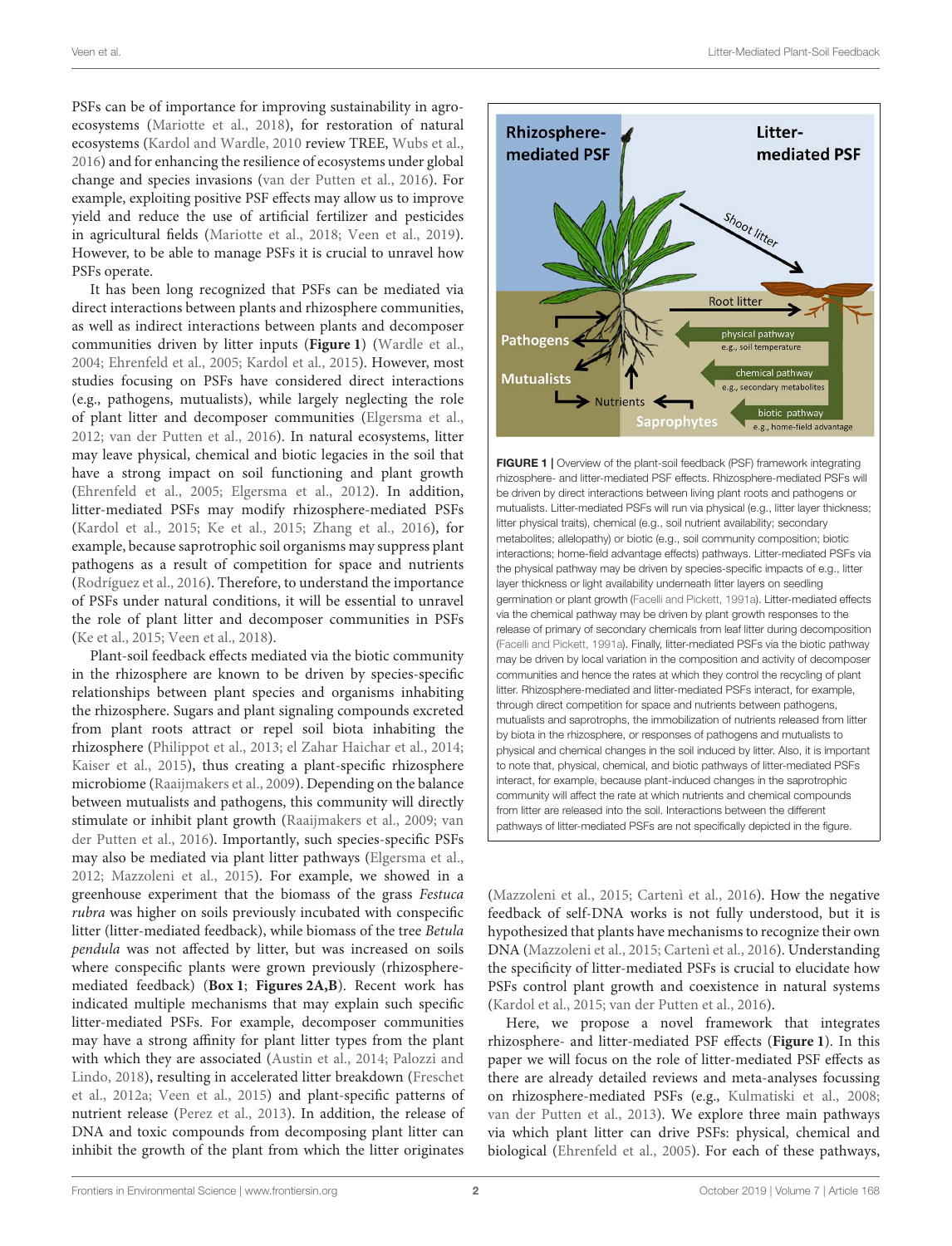PSFs can be of importance for improving sustainability in agro-ecosystems (Mariotte et al., 2018), for restoration of natural ecosystems (Kardol and Wardle, 2010 review TREE, Wubs et al., 2016) and for enhancing the resilience of ecosystems under global change and species invasions (van der Putten et al., 2016). For example, exploiting positive PSF effects may allow us to improve yield and reduce the use of artificial fertilizer and pesticides in agricultural fields (Mariotte et al., 2018; Veen et al., 2019). However, to be able to manage PSFs it is crucial to unravel how PSFs operate.

It has been long recognized that PSFs can be mediated via direct interactions between plants and rhizosphere communities, as well as indirect interactions between plants and decomposer communities driven by litter inputs (**Figure 1**) (Wardle et al., 2004; Ehrenfeld et al., 2005; Kardol et al., 2015). However, most studies focusing on PSFs have considered direct interactions (e.g., pathogens, mutualists), while largely neglecting the role of plant litter and decomposer communities (Elgersma et al., 2012; van der Putten et al., 2016). In natural ecosystems, litter may leave physical, chemical and biotic legacies in the soil that have a strong impact on soil functioning and plant growth (Ehrenfeld et al., 2005; Elgersma et al., 2012). In addition, litter-mediated PSFs may modify rhizosphere-mediated PSFs (Kardol et al., 2015; Ke et al., 2015; Zhang et al., 2016), for example, because saprotrophic soil organisms may suppress plant pathogens as a result of competition for space and nutrients (Rodríguez et al., 2016). Therefore, to understand the importance of PSFs under natural conditions, it will be essential to unravel the role of plant litter and decomposer communities in PSFs (Ke et al., 2015; Veen et al., 2018).

Plant-soil feedback effects mediated via the biotic community in the rhizosphere are known to be driven by species-specific relationships between plant species and organisms inhabiting the rhizosphere. Sugars and plant signaling compounds excreted from plant roots attract or repel soil biota inhabiting the rhizosphere (Philippot et al., 2013; el Zahar Haichar et al., 2014; Kaiser et al., 2015), thus creating a plant-specific rhizosphere microbiome (Raaijmakers et al., 2009). Depending on the balance between mutualists and pathogens, this community will directly stimulate or inhibit plant growth (Raaijmakers et al., 2009; van der Putten et al., 2016). Importantly, such species-specific PSFs may also be mediated via plant litter pathways (Elgersma et al., 2012; Mazzoleni et al., 2015). For example, we showed in a greenhouse experiment that the biomass of the grass *Festuca rubra* was higher on soils previously incubated with conspecific litter (litter-mediated feedback), while biomass of the tree *Betula pendula* was not affected by litter, but was increased on soils where conspecific plants were grown previously (rhizosphere-mediated feedback) (**Box 1**; **Figures 2A,B**). Recent work has indicated multiple mechanisms that may explain such specific litter-mediated PSFs. For example, decomposer communities may have a strong affinity for plant litter types from the plant with which they are associated (Austin et al., 2014; Palozzi and Lindo, 2018), resulting in accelerated litter breakdown (Freschet et al., 2012a; Veen et al., 2015) and plant-specific patterns of nutrient release (Perez et al., 2013). In addition, the release of DNA and toxic compounds from decomposing plant litter can inhibit the growth of the plant from which the litter originates (Mazzoleni et al., 2015; Cartenì et al., 2016). How the negative feedback of self-DNA works is not fully understood, but it is hypothesized that plants have mechanisms to recognize their own DNA (Mazzoleni et al., 2015; Cartenì et al., 2016). Understanding the specificity of litter-mediated PSFs is crucial to elucidate how PSFs control plant growth and coexistence in natural systems (Kardol et al., 2015; van der Putten et al., 2016).

**FIGURE 1** | Overview of the plant-soil feedback (PSF) framework integrating rhizosphere- and litter-mediated PSF effects. Rhizosphere-mediated PSFs will be driven by direct interactions between living plant roots and pathogens or mutualists. Litter-mediated PSFs will run via physical (e.g., litter layer thickness; litter physical traits), chemical (e.g., soil nutrient availability; secondary metabolites; allelopathy) or biotic (e.g., soil community composition; biotic interactions; home-field advantage effects) pathways. Litter-mediated PSFs via the physical pathway may be driven by species-specific impacts of e.g., litter layer thickness or light availability underneath litter layers on seedling germination or plant growth (Facelli and Pickett, 1991a). Litter-mediated effects via the chemical pathway may be driven by plant growth responses to the release of primary of secondary chemicals from leaf litter during decomposition (Facelli and Pickett, 1991a). Finally, litter-mediated PSFs via the biotic pathway may be driven by local variation in the composition and activity of decomposer communities and hence the rates at which they control the recycling of plant litter. Rhizosphere-mediated and litter-mediated PSFs interact, for example, through direct competition for space and nutrients between pathogens, mutualists and saprotrophs, the immobilization of nutrients released from litter by biota in the rhizosphere, or responses of pathogens and mutualists to physical and chemical changes in the soil induced by litter. Also, it is important to note that, physical, chemical, and biotic pathways of litter-mediated PSFs interact, for example, because plant-induced changes in the saprotrophic community will affect the rate at which nutrients and chemical compounds from litter are released into the soil. Interactions between the different pathways of litter-mediated PSFs are not specifically depicted in the figure.

Here, we propose a novel framework that integrates rhizosphere- and litter-mediated PSF effects (**Figure 1**). In this paper we will focus on the role of litter-mediated PSF effects as there are already detailed reviews and meta-analyses focussing on rhizosphere-mediated PSFs (e.g., Kulmatiski et al., 2008; van der Putten et al., 2013). We explore three main pathways via which plant litter can drive PSFs: physical, chemical and biological (Ehrenfeld et al., 2005). For each of these pathways,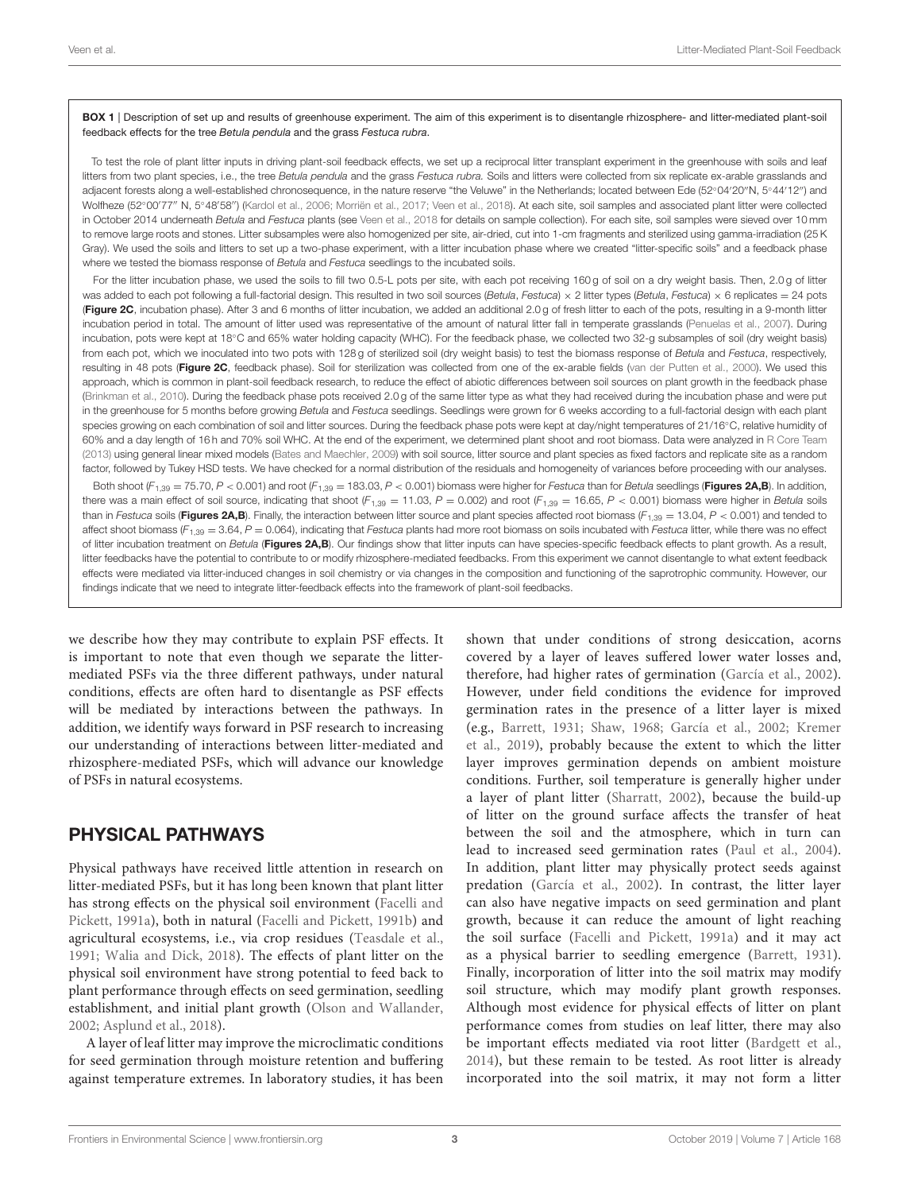**BOX 1** | Description of set up and results of greenhouse experiment. The aim of this experiment is to disentangle rhizosphere- and litter-mediated plant-soil feedback effects for the tree *Betula pendula* and the grass *Festuca rubra*.

To test the role of plant litter inputs in driving plant-soil feedback effects, we set up a reciprocal litter transplant experiment in the greenhouse with soils and leaf litters from two plant species, i.e., the tree *Betula pendula* and the grass *Festuca rubra*. Soils and litters were collected from six replicate ex-arable grasslands and adjacent forests along a well-established chronosequence, in the nature reserve "the Veluwe" in the Netherlands; located between Ede (52°04′20″N, 5°44′12″) and Wolfheze (52°00′77″ N, 5°48′58″) (Kardol et al., 2006; Morriën et al., 2017; Veen et al., 2018). At each site, soil samples and associated plant litter were collected in October 2014 underneath *Betula* and *Festuca* plants (see Veen et al., 2018 for details on sample collection). For each site, soil samples were sieved over 10 mm to remove large roots and stones. Litter subsamples were also homogenized per site, air-dried, cut into 1-cm fragments and sterilized using gamma-irradiation (25 K Gray). We used the soils and litters to set up a two-phase experiment, with a litter incubation phase where we created "litter-specific soils" and a feedback phase where we tested the biomass response of *Betula* and *Festuca* seedlings to the incubated soils.

For the litter incubation phase, we used the soils to fill two 0.5-L pots per site, with each pot receiving 160 g of soil on a dry weight basis. Then, 2.0 g of litter was added to each pot following a full-factorial design. This resulted in two soil sources (*Betula*, *Festuca*) × 2 litter types (*Betula*, *Festuca*) × 6 replicates = 24 pots (**Figure 2C**, incubation phase). After 3 and 6 months of litter incubation, we added an additional 2.0 g of fresh litter to each of the pots, resulting in a 9-month litter incubation period in total. The amount of litter used was representative of the amount of natural litter fall in temperate grasslands (Penuelas et al., 2007). During incubation, pots were kept at 18°C and 65% water holding capacity (WHC). For the feedback phase, we collected two 32-g subsamples of soil (dry weight basis) from each pot, which we inoculated into two pots with 128 g of sterilized soil (dry weight basis) to test the biomass response of *Betula* and *Festuca*, respectively, resulting in 48 pots (**Figure 2C**, feedback phase). Soil for sterilization was collected from one of the ex-arable fields (van der Putten et al., 2000). We used this approach, which is common in plant-soil feedback research, to reduce the effect of abiotic differences between soil sources on plant growth in the feedback phase (Brinkman et al., 2010). During the feedback phase pots received 2.0 g of the same litter type as what they had received during the incubation phase and were put in the greenhouse for 5 months before growing *Betula* and *Festuca* seedlings. Seedlings were grown for 6 weeks according to a full-factorial design with each plant species growing on each combination of soil and litter sources. During the feedback phase pots were kept at day/night temperatures of 21/16°C, relative humidity of 60% and a day length of 16 h and 70% soil WHC. At the end of the experiment, we determined plant shoot and root biomass. Data were analyzed in R Core Team (2013) using general linear mixed models (Bates and Maechler, 2009) with soil source, litter source and plant species as fixed factors and replicate site as a random factor, followed by Tukey HSD tests. We have checked for a normal distribution of the residuals and homogeneity of variances before proceeding with our analyses.

Both shoot ($F_{1,39} = 75.70$, $P < 0.001$) and root ($F_{1,39} = 183.03$, $P < 0.001$) biomass were higher for *Festuca* than for *Betula* seedlings (**Figures 2A,B**). In addition, there was a main effect of soil source, indicating that shoot ($F_{1,39} = 11.03$, $P = 0.002$) and root ($F_{1,39} = 16.65$, $P < 0.001$) biomass were higher in *Betula* soils than in *Festuca* soils (**Figures 2A,B**). Finally, the interaction between litter source and plant species affected root biomass ($F_{1,39} = 13.04$, $P < 0.001$) and tended to affect shoot biomass ($F_{1,39} = 3.64$, $P = 0.064$), indicating that *Festuca* plants had more root biomass on soils incubated with *Festuca* litter, while there was no effect of litter incubation treatment on *Betula* (**Figures 2A,B**). Our findings show that litter inputs can have species-specific feedback effects to plant growth. As a result, litter feedbacks have the potential to contribute to or modify rhizosphere-mediated feedbacks. From this experiment we cannot disentangle to what extent feedback effects were mediated via litter-induced changes in soil chemistry or via changes in the composition and functioning of the saprotrophic community. However, our findings indicate that we need to integrate litter-feedback effects into the framework of plant-soil feedbacks.

we describe how they may contribute to explain PSF effects. It is important to note that even though we separate the litter-mediated PSFs via the three different pathways, under natural conditions, effects are often hard to disentangle as PSF effects will be mediated by interactions between the pathways. In addition, we identify ways forward in PSF research to increasing our understanding of interactions between litter-mediated and rhizosphere-mediated PSFs, which will advance our knowledge of PSFs in natural ecosystems.

## PHYSICAL PATHWAYS

Physical pathways have received little attention in research on litter-mediated PSFs, but it has long been known that plant litter has strong effects on the physical soil environment (Facelli and Pickett, 1991a), both in natural (Facelli and Pickett, 1991b) and agricultural ecosystems, i.e., via crop residues (Teasdale et al., 1991; Walia and Dick, 2018). The effects of plant litter on the physical soil environment have strong potential to feed back to plant performance through effects on seed germination, seedling establishment, and initial plant growth (Olson and Wallander, 2002; Asplund et al., 2018).

A layer of leaf litter may improve the microclimatic conditions for seed germination through moisture retention and buffering against temperature extremes. In laboratory studies, it has been shown that under conditions of strong desiccation, acorns covered by a layer of leaves suffered lower water losses and, therefore, had higher rates of germination (García et al., 2002). However, under field conditions the evidence for improved germination rates in the presence of a litter layer is mixed (e.g., Barrett, 1931; Shaw, 1968; García et al., 2002; Kremer et al., 2019), probably because the extent to which the litter layer improves germination depends on ambient moisture conditions. Further, soil temperature is generally higher under a layer of plant litter (Sharratt, 2002), because the build-up of litter on the ground surface affects the transfer of heat between the soil and the atmosphere, which in turn can lead to increased seed germination rates (Paul et al., 2004). In addition, plant litter may physically protect seeds against predation (García et al., 2002). In contrast, the litter layer can also have negative impacts on seed germination and plant growth, because it can reduce the amount of light reaching the soil surface (Facelli and Pickett, 1991a) and it may act as a physical barrier to seedling emergence (Barrett, 1931). Finally, incorporation of litter into the soil matrix may modify soil structure, which may modify plant growth responses. Although most evidence for physical effects of litter on plant performance comes from studies on leaf litter, there may also be important effects mediated via root litter (Bardgett et al., 2014), but these remain to be tested. As root litter is already incorporated into the soil matrix, it may not form a litter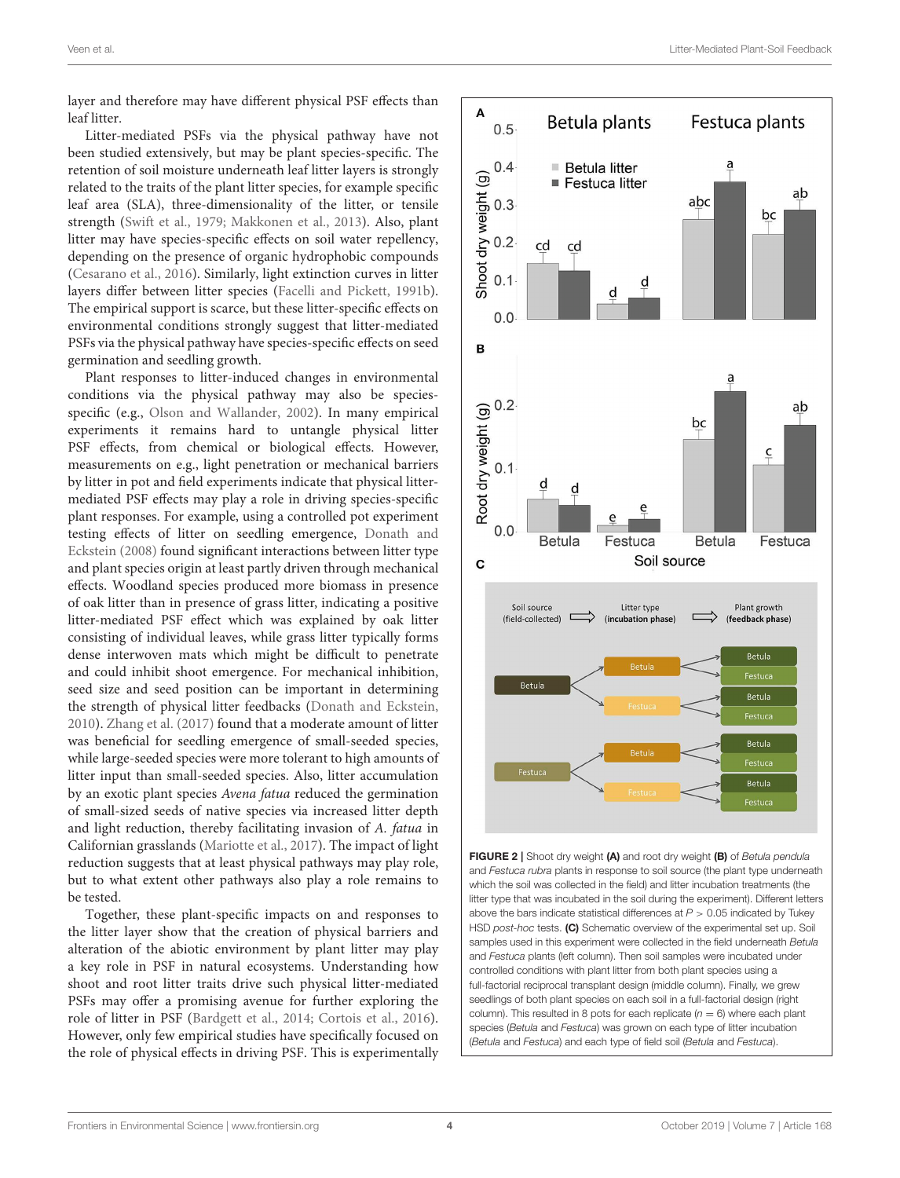layer and therefore may have different physical PSF effects than leaf litter.

Litter-mediated PSFs via the physical pathway have not been studied extensively, but may be plant species-specific. The retention of soil moisture underneath leaf litter layers is strongly related to the traits of the plant litter species, for example specific leaf area (SLA), three-dimensionality of the litter, or tensile strength (Swift et al., 1979; Makkonen et al., 2013). Also, plant litter may have species-specific effects on soil water repellency, depending on the presence of organic hydrophobic compounds (Cesarano et al., 2016). Similarly, light extinction curves in litter layers differ between litter species (Facelli and Pickett, 1991b). The empirical support is scarce, but these litter-specific effects on environmental conditions strongly suggest that litter-mediated PSFs via the physical pathway have species-specific effects on seed germination and seedling growth.

Plant responses to litter-induced changes in environmental conditions via the physical pathway may also be species-specific (e.g., Olson and Wallander, 2002). In many empirical experiments it remains hard to untangle physical litter PSF effects, from chemical or biological effects. However, measurements on e.g., light penetration or mechanical barriers by litter in pot and field experiments indicate that physical litter-mediated PSF effects may play a role in driving species-specific plant responses. For example, using a controlled pot experiment testing effects of litter on seedling emergence, Donath and Eckstein (2008) found significant interactions between litter type and plant species origin at least partly driven through mechanical effects. Woodland species produced more biomass in presence of oak litter than in presence of grass litter, indicating a positive litter-mediated PSF effect which was explained by oak litter consisting of individual leaves, while grass litter typically forms dense interwoven mats which might be difficult to penetrate and could inhibit shoot emergence. For mechanical inhibition, seed size and seed position can be important in determining the strength of physical litter feedbacks (Donath and Eckstein, 2010). Zhang et al. (2017) found that a moderate amount of litter was beneficial for seedling emergence of small-seeded species, while large-seeded species were more tolerant to high amounts of litter input than small-seeded species. Also, litter accumulation by an exotic plant species *Avena fatua* reduced the germination of small-sized seeds of native species via increased litter depth and light reduction, thereby facilitating invasion of *A. fatua* in Californian grasslands (Mariotte et al., 2017). The impact of light reduction suggests that at least physical pathways may play role, but to what extent other pathways also play a role remains to be tested.

Together, these plant-specific impacts on and responses to the litter layer show that the creation of physical barriers and alteration of the abiotic environment by plant litter may play a key role in PSF in natural ecosystems. Understanding how shoot and root litter traits drive such physical litter-mediated PSFs may offer a promising avenue for further exploring the role of litter in PSF (Bardgett et al., 2014; Cortois et al., 2016). However, only few empirical studies have specifically focused on the role of physical effects in driving PSF. This is experimentally

**FIGURE 2 |** Shoot dry weight **(A)** and root dry weight **(B)** of *Betula pendula* and *Festuca rubra* plants in response to soil source (the plant type underneath which the soil was collected in the field) and litter incubation treatments (the litter type that was incubated in the soil during the experiment). Different letters above the bars indicate statistical differences at $P > 0.05$ indicated by Tukey HSD *post-hoc* tests. **(C)** Schematic overview of the experimental set up. Soil samples used in this experiment were collected in the field underneath *Betula* and *Festuca* plants (left column). Then soil samples were incubated under controlled conditions with plant litter from both plant species using a full-factorial reciprocal transplant design (middle column). Finally, we grew seedlings of both plant species on each soil in a full-factorial design (right column). This resulted in 8 pots for each replicate ($n = 6$) where each plant species (*Betula* and *Festuca*) was grown on each type of litter incubation (*Betula* and *Festuca*) and each type of field soil (*Betula* and *Festuca*).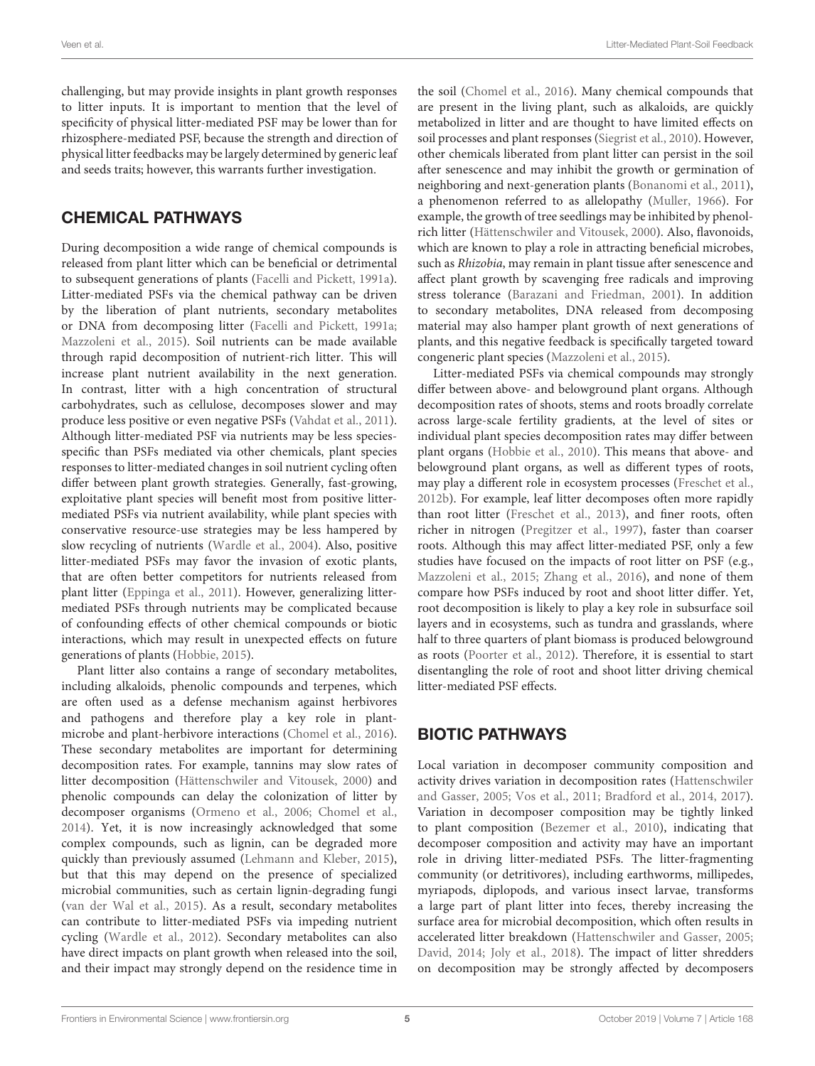challenging, but may provide insights in plant growth responses to litter inputs. It is important to mention that the level of specificity of physical litter-mediated PSF may be lower than for rhizosphere-mediated PSF, because the strength and direction of physical litter feedbacks may be largely determined by generic leaf and seeds traits; however, this warrants further investigation.

## CHEMICAL PATHWAYS

During decomposition a wide range of chemical compounds is released from plant litter which can be beneficial or detrimental to subsequent generations of plants (Facelli and Pickett, 1991a). Litter-mediated PSFs via the chemical pathway can be driven by the liberation of plant nutrients, secondary metabolites or DNA from decomposing litter (Facelli and Pickett, 1991a; Mazzoleni et al., 2015). Soil nutrients can be made available through rapid decomposition of nutrient-rich litter. This will increase plant nutrient availability in the next generation. In contrast, litter with a high concentration of structural carbohydrates, such as cellulose, decomposes slower and may produce less positive or even negative PSFs (Vahdat et al., 2011). Although litter-mediated PSF via nutrients may be less species-specific than PSFs mediated via other chemicals, plant species responses to litter-mediated changes in soil nutrient cycling often differ between plant growth strategies. Generally, fast-growing, exploitative plant species will benefit most from positive litter-mediated PSFs via nutrient availability, while plant species with conservative resource-use strategies may be less hampered by slow recycling of nutrients (Wardle et al., 2004). Also, positive litter-mediated PSFs may favor the invasion of exotic plants, that are often better competitors for nutrients released from plant litter (Eppinga et al., 2011). However, generalizing litter-mediated PSFs through nutrients may be complicated because of confounding effects of other chemical compounds or biotic interactions, which may result in unexpected effects on future generations of plants (Hobbie, 2015).

Plant litter also contains a range of secondary metabolites, including alkaloids, phenolic compounds and terpenes, which are often used as a defense mechanism against herbivores and pathogens and therefore play a key role in plant-microbe and plant-herbivore interactions (Chomel et al., 2016). These secondary metabolites are important for determining decomposition rates. For example, tannins may slow rates of litter decomposition (Hättenschwiler and Vitousek, 2000) and phenolic compounds can delay the colonization of litter by decomposer organisms (Ormeno et al., 2006; Chomel et al., 2014). Yet, it is now increasingly acknowledged that some complex compounds, such as lignin, can be degraded more quickly than previously assumed (Lehmann and Kleber, 2015), but that this may depend on the presence of specialized microbial communities, such as certain lignin-degrading fungi (van der Wal et al., 2015). As a result, secondary metabolites can contribute to litter-mediated PSFs via impeding nutrient cycling (Wardle et al., 2012). Secondary metabolites can also have direct impacts on plant growth when released into the soil, and their impact may strongly depend on the residence time in the soil (Chomel et al., 2016). Many chemical compounds that are present in the living plant, such as alkaloids, are quickly metabolized in litter and are thought to have limited effects on soil processes and plant responses (Siegrist et al., 2010). However, other chemicals liberated from plant litter can persist in the soil after senescence and may inhibit the growth or germination of neighboring and next-generation plants (Bonanomi et al., 2011), a phenomenon referred to as allelopathy (Muller, 1966). For example, the growth of tree seedlings may be inhibited by phenol-rich litter (Hättenschwiler and Vitousek, 2000). Also, flavonoids, which are known to play a role in attracting beneficial microbes, such as *Rhizobia*, may remain in plant tissue after senescence and affect plant growth by scavenging free radicals and improving stress tolerance (Barazani and Friedman, 2001). In addition to secondary metabolites, DNA released from decomposing material may also hamper plant growth of next generations of plants, and this negative feedback is specifically targeted toward congeneric plant species (Mazzoleni et al., 2015).

Litter-mediated PSFs via chemical compounds may strongly differ between above- and belowground plant organs. Although decomposition rates of shoots, stems and roots broadly correlate across large-scale fertility gradients, at the level of sites or individual plant species decomposition rates may differ between plant organs (Hobbie et al., 2010). This means that above- and belowground plant organs, as well as different types of roots, may play a different role in ecosystem processes (Freschet et al., 2012b). For example, leaf litter decomposes often more rapidly than root litter (Freschet et al., 2013), and finer roots, often richer in nitrogen (Pregitzer et al., 1997), faster than coarser roots. Although this may affect litter-mediated PSF, only a few studies have focused on the impacts of root litter on PSF (e.g., Mazzoleni et al., 2015; Zhang et al., 2016), and none of them compare how PSFs induced by root and shoot litter differ. Yet, root decomposition is likely to play a key role in subsurface soil layers and in ecosystems, such as tundra and grasslands, where half to three quarters of plant biomass is produced belowground as roots (Poorter et al., 2012). Therefore, it is essential to start disentangling the role of root and shoot litter driving chemical litter-mediated PSF effects.

## BIOTIC PATHWAYS

Local variation in decomposer community composition and activity drives variation in decomposition rates (Hattenschwiler and Gasser, 2005; Vos et al., 2011; Bradford et al., 2014, 2017). Variation in decomposer composition may be tightly linked to plant composition (Bezemer et al., 2010), indicating that decomposer composition and activity may have an important role in driving litter-mediated PSFs. The litter-fragmenting community (or detritivores), including earthworms, millipedes, myriapods, diplopods, and various insect larvae, transforms a large part of plant litter into feces, thereby increasing the surface area for microbial decomposition, which often results in accelerated litter breakdown (Hattenschwiler and Gasser, 2005; David, 2014; Joly et al., 2018). The impact of litter shredders on decomposition may be strongly affected by decomposers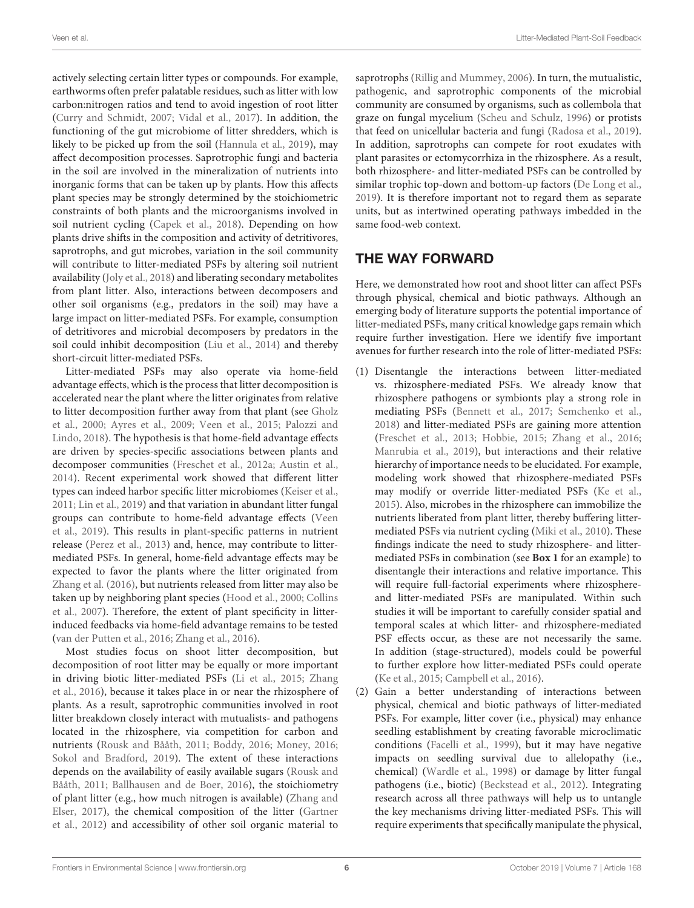actively selecting certain litter types or compounds. For example, earthworms often prefer palatable residues, such as litter with low carbon:nitrogen ratios and tend to avoid ingestion of root litter (Curry and Schmidt, 2007; Vidal et al., 2017). In addition, the functioning of the gut microbiome of litter shredders, which is likely to be picked up from the soil (Hannula et al., 2019), may affect decomposition processes. Saprotrophic fungi and bacteria in the soil are involved in the mineralization of nutrients into inorganic forms that can be taken up by plants. How this affects plant species may be strongly determined by the stoichiometric constraints of both plants and the microorganisms involved in soil nutrient cycling (Capek et al., 2018). Depending on how plants drive shifts in the composition and activity of detritivores, saprotrophs, and gut microbes, variation in the soil community will contribute to litter-mediated PSFs by altering soil nutrient availability (Joly et al., 2018) and liberating secondary metabolites from plant litter. Also, interactions between decomposers and other soil organisms (e.g., predators in the soil) may have a large impact on litter-mediated PSFs. For example, consumption of detritivores and microbial decomposers by predators in the soil could inhibit decomposition (Liu et al., 2014) and thereby short-circuit litter-mediated PSFs.

Litter-mediated PSFs may also operate via home-field advantage effects, which is the process that litter decomposition is accelerated near the plant where the litter originates from relative to litter decomposition further away from that plant (see Gholz et al., 2000; Ayres et al., 2009; Veen et al., 2015; Palozzi and Lindo, 2018). The hypothesis is that home-field advantage effects are driven by species-specific associations between plants and decomposer communities (Freschet et al., 2012a; Austin et al., 2014). Recent experimental work showed that different litter types can indeed harbor specific litter microbiomes (Keiser et al., 2011; Lin et al., 2019) and that variation in abundant litter fungal groups can contribute to home-field advantage effects (Veen et al., 2019). This results in plant-specific patterns in nutrient release (Perez et al., 2013) and, hence, may contribute to litter-mediated PSFs. In general, home-field advantage effects may be expected to favor the plants where the litter originated from Zhang et al. (2016), but nutrients released from litter may also be taken up by neighboring plant species (Hood et al., 2000; Collins et al., 2007). Therefore, the extent of plant specificity in litter-induced feedbacks via home-field advantage remains to be tested (van der Putten et al., 2016; Zhang et al., 2016).

Most studies focus on shoot litter decomposition, but decomposition of root litter may be equally or more important in driving biotic litter-mediated PSFs (Li et al., 2015; Zhang et al., 2016), because it takes place in or near the rhizosphere of plants. As a result, saprotrophic communities involved in root litter breakdown closely interact with mutualists- and pathogens located in the rhizosphere, via competition for carbon and nutrients (Rousk and Bååth, 2011; Boddy, 2016; Money, 2016; Sokol and Bradford, 2019). The extent of these interactions depends on the availability of easily available sugars (Rousk and Bååth, 2011; Ballhausen and de Boer, 2016), the stoichiometry of plant litter (e.g., how much nitrogen is available) (Zhang and Elser, 2017), the chemical composition of the litter (Gartner et al., 2012) and accessibility of other soil organic material to saprotrophs (Rillig and Mummey, 2006). In turn, the mutualistic, pathogenic, and saprotrophic components of the microbial community are consumed by organisms, such as collembola that graze on fungal mycelium (Scheu and Schulz, 1996) or protists that feed on unicellular bacteria and fungi (Radosa et al., 2019). In addition, saprotrophs can compete for root exudates with plant parasites or ectomycorrhiza in the rhizosphere. As a result, both rhizosphere- and litter-mediated PSFs can be controlled by similar trophic top-down and bottom-up factors (De Long et al., 2019). It is therefore important not to regard them as separate units, but as intertwined operating pathways imbedded in the same food-web context.

## THE WAY FORWARD

Here, we demonstrated how root and shoot litter can affect PSFs through physical, chemical and biotic pathways. Although an emerging body of literature supports the potential importance of litter-mediated PSFs, many critical knowledge gaps remain which require further investigation. Here we identify five important avenues for further research into the role of litter-mediated PSFs:

(1) Disentangle the interactions between litter-mediated vs. rhizosphere-mediated PSFs. We already know that rhizosphere pathogens or symbionts play a strong role in mediating PSFs (Bennett et al., 2017; Semchenko et al., 2018) and litter-mediated PSFs are gaining more attention (Freschet et al., 2013; Hobbie, 2015; Zhang et al., 2016; Manrubia et al., 2019), but interactions and their relative hierarchy of importance needs to be elucidated. For example, modeling work showed that rhizosphere-mediated PSFs may modify or override litter-mediated PSFs (Ke et al., 2015). Also, microbes in the rhizosphere can immobilize the nutrients liberated from plant litter, thereby buffering litter-mediated PSFs via nutrient cycling (Miki et al., 2010). These findings indicate the need to study rhizosphere- and litter-mediated PSFs in combination (see **Box 1** for an example) to disentangle their interactions and relative importance. This will require full-factorial experiments where rhizosphere- and litter-mediated PSFs are manipulated. Within such studies it will be important to carefully consider spatial and temporal scales at which litter- and rhizosphere-mediated PSF effects occur, as these are not necessarily the same. In addition (stage-structured), models could be powerful to further explore how litter-mediated PSFs could operate (Ke et al., 2015; Campbell et al., 2016).

(2) Gain a better understanding of interactions between physical, chemical and biotic pathways of litter-mediated PSFs. For example, litter cover (i.e., physical) may enhance seedling establishment by creating favorable microclimatic conditions (Facelli et al., 1999), but it may have negative impacts on seedling survival due to allelopathy (i.e., chemical) (Wardle et al., 1998) or damage by litter fungal pathogens (i.e., biotic) (Beckstead et al., 2012). Integrating research across all three pathways will help us to untangle the key mechanisms driving litter-mediated PSFs. This will require experiments that specifically manipulate the physical,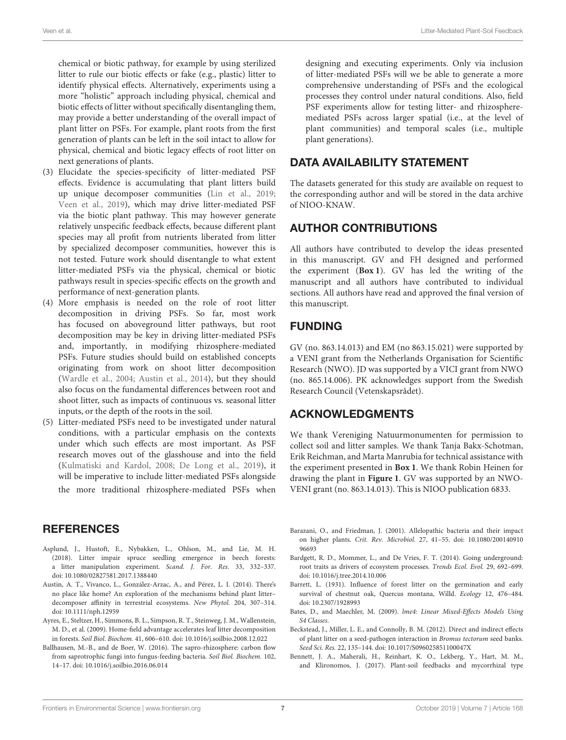chemical or biotic pathway, for example by using sterilized litter to rule our biotic effects or fake (e.g., plastic) litter to identify physical effects. Alternatively, experiments using a more "holistic" approach including physical, chemical and biotic effects of litter without specifically disentangling them, may provide a better understanding of the overall impact of plant litter on PSFs. For example, plant roots from the first generation of plants can be left in the soil intact to allow for physical, chemical and biotic legacy effects of root litter on next generations of plants.

(3) Elucidate the species-specificity of litter-mediated PSF effects. Evidence is accumulating that plant litters build up unique decomposer communities (Lin et al., 2019; Veen et al., 2019), which may drive litter-mediated PSF via the biotic plant pathway. This may however generate relatively unspecific feedback effects, because different plant species may all profit from nutrients liberated from litter by specialized decomposer communities, however this is not tested. Future work should disentangle to what extent litter-mediated PSFs via the physical, chemical or biotic pathways result in species-specific effects on the growth and performance of next-generation plants.

(4) More emphasis is needed on the role of root litter decomposition in driving PSFs. So far, most work has focused on aboveground litter pathways, but root decomposition may be key in driving litter-mediated PSFs and, importantly, in modifying rhizosphere-mediated PSFs. Future studies should build on established concepts originating from work on shoot litter decomposition (Wardle et al., 2004; Austin et al., 2014), but they should also focus on the fundamental differences between root and shoot litter, such as impacts of continuous vs. seasonal litter inputs, or the depth of the roots in the soil.

(5) Litter-mediated PSFs need to be investigated under natural conditions, with a particular emphasis on the contexts under which such effects are most important. As PSF research moves out of the glasshouse and into the field (Kulmatiski and Kardol, 2008; De Long et al., 2019), it will be imperative to include litter-mediated PSFs alongside the more traditional rhizosphere-mediated PSFs when designing and executing experiments. Only via inclusion of litter-mediated PSFs will we be able to generate a more comprehensive understanding of PSFs and the ecological processes they control under natural conditions. Also, field PSF experiments allow for testing litter- and rhizosphere-mediated PSFs across larger spatial (i.e., at the level of plant communities) and temporal scales (i.e., multiple plant generations).

## DATA AVAILABILITY STATEMENT

The datasets generated for this study are available on request to the corresponding author and will be stored in the data archive of NIOO-KNAW.

## AUTHOR CONTRIBUTIONS

All authors have contributed to develop the ideas presented in this manuscript. GV and FH designed and performed the experiment (**Box 1**). GV has led the writing of the manuscript and all authors have contributed to individual sections. All authors have read and approved the final version of this manuscript.

## FUNDING

GV (no. 863.14.013) and EM (no 863.15.021) were supported by a VENI grant from the Netherlands Organisation for Scientific Research (NWO). JD was supported by a VICI grant from NWO (no. 865.14.006). PK acknowledges support from the Swedish Research Council (Vetenskapsrådet).

## ACKNOWLEDGMENTS

We thank Vereniging Natuurmonumenten for permission to collect soil and litter samples. We thank Tanja Bakx-Schotman, Erik Reichman, and Marta Manrubia for technical assistance with the experiment presented in **Box 1**. We thank Robin Heinen for drawing the plant in **Figure 1**. GV was supported by an NWO-VENI grant (no. 863.14.013). This is NIOO publication 6833.

## REFERENCES

Asplund, J., Hustoft, E., Nybakken, L., Ohlson, M., and Lie, M. H. (2018). Litter impair spruce seedling emergence in beech forests: a litter manipulation experiment. *Scand. J. For. Res.* 33, 332–337. doi: 10.1080/02827581.2017.1388440

Austin, A. T., Vivanco, L., González-Arzac, A., and Pérez, L. I. (2014). There's no place like home? An exploration of the mechanisms behind plant litter–decomposer affinity in terrestrial ecosystems. *New Phytol.* 204, 307–314. doi: 10.1111/nph.12959

Ayres, E., Steltzer, H., Simmons, B. L., Simpson, R. T., Steinweg, J. M., Wallenstein, M. D., et al. (2009). Home-field advantage accelerates leaf litter decomposition in forests. *Soil Biol. Biochem.* 41, 606–610. doi: 10.1016/j.soilbio.2008.12.022

Ballhausen, M.-B., and de Boer, W. (2016). The sapro-rhizosphere: carbon flow from saprotrophic fungi into fungus-feeding bacteria. *Soil Biol. Biochem.* 102, 14–17. doi: 10.1016/j.soilbio.2016.06.014

Barazani, O., and Friedman, J. (2001). Allelopathic bacteria and their impact on higher plants. *Crit. Rev. Microbiol.* 27, 41–55. doi: 10.1080/20014091096693

Bardgett, R. D., Mommer, L., and De Vries, F. T. (2014). Going underground: root traits as drivers of ecosystem processes. *Trends Ecol. Evol.* 29, 692–699. doi: 10.1016/j.tree.2014.10.006

Barrett, L. (1931). Influence of forest litter on the germination and early survival of chestnut oak, Quercus montana, Willd. *Ecology* 12, 476–484. doi: 10.2307/1928993

Bates, D., and Maechler, M. (2009). *lme4: Linear Mixed-Effects Models Using S4 Classes*.

Beckstead, J., Miller, L. E., and Connolly, B. M. (2012). Direct and indirect effects of plant litter on a seed-pathogen interaction in *Bromus tectorum* seed banks. *Seed Sci. Res.* 22, 135–144. doi: 10.1017/S096025851100047X

Bennett, J. A., Maherali, H., Reinhart, K. O., Lekberg, Y., Hart, M. M., and Klironomos, J. (2017). Plant-soil feedbacks and mycorrhizal type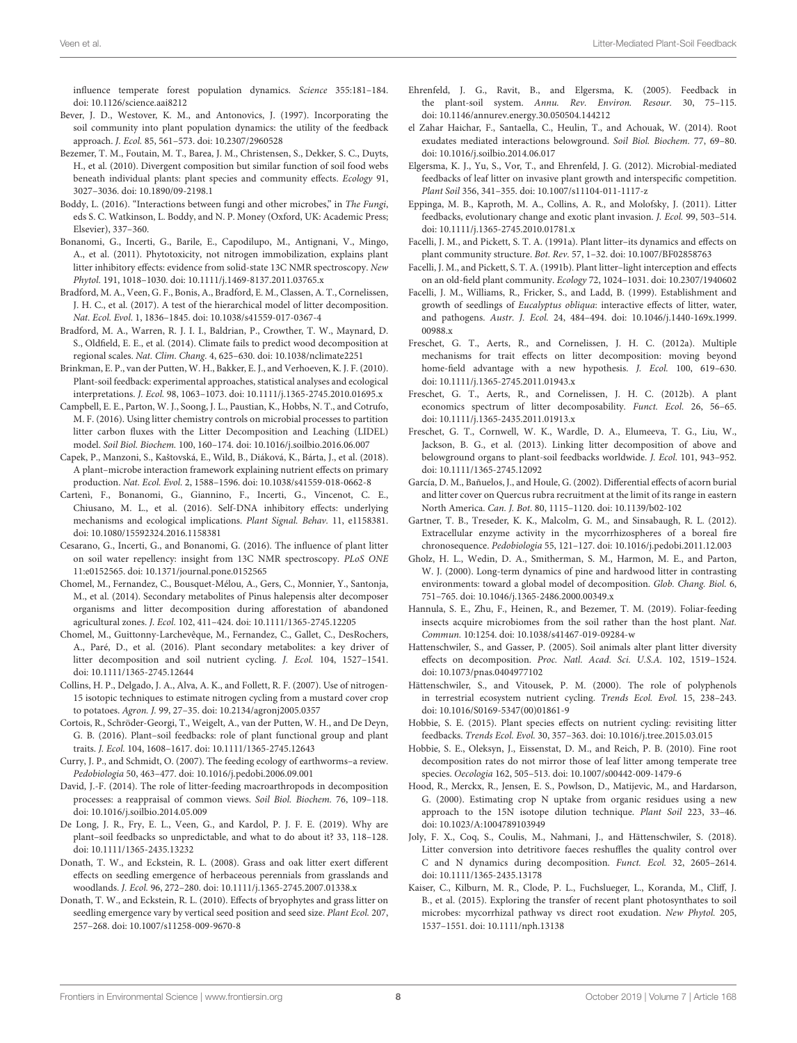influence temperate forest population dynamics. *Science* 355:181–184. doi: 10.1126/science.aai8212

Bever, J. D., Westover, K. M., and Antonovics, J. (1997). Incorporating the soil community into plant population dynamics: the utility of the feedback approach. *J. Ecol.* 85, 561–573. doi: 10.2307/2960528

Bezemer, T. M., Foutain, M. T., Barea, J. M., Christensen, S., Dekker, S. C., Duyts, H., et al. (2010). Divergent composition but similar function of soil food webs beneath individual plants: plant species and community effects. *Ecology* 91, 3027–3036. doi: 10.1890/09-2198.1

Boddy, L. (2016). "Interactions between fungi and other microbes," in *The Fungi*, eds S. C. Watkinson, L. Boddy, and N. P. Money (Oxford, UK: Academic Press; Elsevier), 337–360.

Bonanomi, G., Incerti, G., Barile, E., Capodilupo, M., Antignani, V., Mingo, A., et al. (2011). Phytotoxicity, not nitrogen immobilization, explains plant litter inhibitory effects: evidence from solid-state 13C NMR spectroscopy. *New Phytol.* 191, 1018–1030. doi: 10.1111/j.1469-8137.2011.03765.x

Bradford, M. A., Veen, G. F., Bonis, A., Bradford, E. M., Classen, A. T., Cornelissen, J. H. C., et al. (2017). A test of the hierarchical model of litter decomposition. *Nat. Ecol. Evol.* 1, 1836–1845. doi: 10.1038/s41559-017-0367-4

Bradford, M. A., Warren, R. J. I. I., Baldrian, P., Crowther, T. W., Maynard, D. S., Oldfield, E. E., et al. (2014). Climate fails to predict wood decomposition at regional scales. *Nat. Clim. Chang.* 4, 625–630. doi: 10.1038/nclimate2251

Brinkman, E. P., van der Putten, W. H., Bakker, E. J., and Verhoeven, K. J. F. (2010). Plant-soil feedback: experimental approaches, statistical analyses and ecological interpretations. *J. Ecol.* 98, 1063–1073. doi: 10.1111/j.1365-2745.2010.01695.x

Campbell, E. E., Parton, W. J., Soong, J. L., Paustian, K., Hobbs, N. T., and Cotrufo, M. F. (2016). Using litter chemistry controls on microbial processes to partition litter carbon fluxes with the Litter Decomposition and Leaching (LIDEL) model. *Soil Biol. Biochem.* 100, 160–174. doi: 10.1016/j.soilbio.2016.06.007

Capek, P., Manzoni, S., Kaštovská, E., Wild, B., Diáková, K., Bárta, J., et al. (2018). A plant–microbe interaction framework explaining nutrient effects on primary production. *Nat. Ecol. Evol.* 2, 1588–1596. doi: 10.1038/s41559-018-0662-8

Cartenì, F., Bonanomi, G., Giannino, F., Incerti, G., Vincenot, C. E., Chiusano, M. L., et al. (2016). Self-DNA inhibitory effects: underlying mechanisms and ecological implications. *Plant Signal. Behav.* 11, e1158381. doi: 10.1080/15592324.2016.1158381

Cesarano, G., Incerti, G., and Bonanomi, G. (2016). The influence of plant litter on soil water repellency: insight from 13C NMR spectroscopy. *PLoS ONE* 11:e0152565. doi: 10.1371/journal.pone.0152565

Chomel, M., Fernandez, C., Bousquet-Mélou, A., Gers, C., Monnier, Y., Santonja, M., et al. (2014). Secondary metabolites of Pinus halepensis alter decomposer organisms and litter decomposition during afforestation of abandoned agricultural zones. *J. Ecol.* 102, 411–424. doi: 10.1111/1365-2745.12205

Chomel, M., Guittonny-Larchevêque, M., Fernandez, C., Gallet, C., DesRochers, A., Paré, D., et al. (2016). Plant secondary metabolites: a key driver of litter decomposition and soil nutrient cycling. *J. Ecol.* 104, 1527–1541. doi: 10.1111/1365-2745.12644

Collins, H. P., Delgado, J. A., Alva, A. K., and Follett, R. F. (2007). Use of nitrogen-15 isotopic techniques to estimate nitrogen cycling from a mustard cover crop to potatoes. *Agron. J.* 99, 27–35. doi: 10.2134/agronj2005.0357

Cortois, R., Schröder-Georgi, T., Weigelt, A., van der Putten, W. H., and De Deyn, G. B. (2016). Plant–soil feedbacks: role of plant functional group and plant traits. *J. Ecol.* 104, 1608–1617. doi: 10.1111/1365-2745.12643

Curry, J. P., and Schmidt, O. (2007). The feeding ecology of earthworms–a review. *Pedobiologia* 50, 463–477. doi: 10.1016/j.pedobi.2006.09.001

David, J.-F. (2014). The role of litter-feeding macroarthropods in decomposition processes: a reappraisal of common views. *Soil Biol. Biochem.* 76, 109–118. doi: 10.1016/j.soilbio.2014.05.009

De Long, J. R., Fry, E. L., Veen, G., and Kardol, P. J. F. E. (2019). Why are plant–soil feedbacks so unpredictable, and what to do about it? 33, 118–128. doi: 10.1111/1365-2435.13232

Donath, T. W., and Eckstein, R. L. (2008). Grass and oak litter exert different effects on seedling emergence of herbaceous perennials from grasslands and woodlands. *J. Ecol.* 96, 272–280. doi: 10.1111/j.1365-2745.2007.01338.x

Donath, T. W., and Eckstein, R. L. (2010). Effects of bryophytes and grass litter on seedling emergence vary by vertical seed position and seed size. *Plant Ecol.* 207, 257–268. doi: 10.1007/s11258-009-9670-8

Ehrenfeld, J. G., Ravit, B., and Elgersma, K. (2005). Feedback in the plant-soil system. *Annu. Rev. Environ. Resour.* 30, 75–115. doi: 10.1146/annurev.energy.30.050504.144212

el Zahar Haichar, F., Santaella, C., Heulin, T., and Achouak, W. (2014). Root exudates mediated interactions belowground. *Soil Biol. Biochem.* 77, 69–80. doi: 10.1016/j.soilbio.2014.06.017

Elgersma, K. J., Yu, S., Vor, T., and Ehrenfeld, J. G. (2012). Microbial-mediated feedbacks of leaf litter on invasive plant growth and interspecific competition. *Plant Soil* 356, 341–355. doi: 10.1007/s11104-011-1117-z

Eppinga, M. B., Kaproth, M. A., Collins, A. R., and Molofsky, J. (2011). Litter feedbacks, evolutionary change and exotic plant invasion. *J. Ecol.* 99, 503–514. doi: 10.1111/j.1365-2745.2010.01781.x

Facelli, J. M., and Pickett, S. T. A. (1991a). Plant litter–its dynamics and effects on plant community structure. *Bot. Rev.* 57, 1–32. doi: 10.1007/BF02858763

Facelli, J. M., and Pickett, S. T. A. (1991b). Plant litter–light interception and effects on an old-field plant community. *Ecology* 72, 1024–1031. doi: 10.2307/1940602

Facelli, J. M., Williams, R., Fricker, S., and Ladd, B. (1999). Establishment and growth of seedlings of *Eucalyptus obliqua*: interactive effects of litter, water, and pathogens. *Austr. J. Ecol.* 24, 484–494. doi: 10.1046/j.1440-169x.1999.00988.x

Freschet, G. T., Aerts, R., and Cornelissen, J. H. C. (2012a). Multiple mechanisms for trait effects on litter decomposition: moving beyond home-field advantage with a new hypothesis. *J. Ecol.* 100, 619–630. doi: 10.1111/j.1365-2745.2011.01943.x

Freschet, G. T., Aerts, R., and Cornelissen, J. H. C. (2012b). A plant economics spectrum of litter decomposability. *Funct. Ecol.* 26, 56–65. doi: 10.1111/j.1365-2435.2011.01913.x

Freschet, G. T., Cornwell, W. K., Wardle, D. A., Elumeeva, T. G., Liu, W., Jackson, B. G., et al. (2013). Linking litter decomposition of above and belowground organs to plant-soil feedbacks worldwide. *J. Ecol.* 101, 943–952. doi: 10.1111/1365-2745.12092

García, D. M., Bañuelos, J., and Houle, G. (2002). Differential effects of acorn burial and litter cover on Quercus rubra recruitment at the limit of its range in eastern North America. *Can. J. Bot.* 80, 1115–1120. doi: 10.1139/b02-102

Gartner, T. B., Treseder, K. K., Malcolm, G. M., and Sinsabaugh, R. L. (2012). Extracellular enzyme activity in the mycorrhizospheres of a boreal fire chronosequence. *Pedobiologia* 55, 121–127. doi: 10.1016/j.pedobi.2011.12.003

Gholz, H. L., Wedin, D. A., Smitherman, S. M., Harmon, M. E., and Parton, W. J. (2000). Long-term dynamics of pine and hardwood litter in contrasting environments: toward a global model of decomposition. *Glob. Chang. Biol.* 6, 751–765. doi: 10.1046/j.1365-2486.2000.00349.x

Hannula, S. E., Zhu, F., Heinen, R., and Bezemer, T. M. (2019). Foliar-feeding insects acquire microbiomes from the soil rather than the host plant. *Nat. Commun.* 10:1254. doi: 10.1038/s41467-019-09284-w

Hattenschwiler, S., and Gasser, P. (2005). Soil animals alter plant litter diversity effects on decomposition. *Proc. Natl. Acad. Sci. U.S.A.* 102, 1519–1524. doi: 10.1073/pnas.0404977102

Hättenschwiler, S., and Vitousek, P. M. (2000). The role of polyphenols in terrestrial ecosystem nutrient cycling. *Trends Ecol. Evol.* 15, 238–243. doi: 10.1016/S0169-5347(00)01861-9

Hobbie, S. E. (2015). Plant species effects on nutrient cycling: revisiting litter feedbacks. *Trends Ecol. Evol.* 30, 357–363. doi: 10.1016/j.tree.2015.03.015

Hobbie, S. E., Oleksyn, J., Eissenstat, D. M., and Reich, P. B. (2010). Fine root decomposition rates do not mirror those of leaf litter among temperate tree species. *Oecologia* 162, 505–513. doi: 10.1007/s00442-009-1479-6

Hood, R., Merckx, R., Jensen, E. S., Powlson, D., Matijevic, M., and Hardarson, G. (2000). Estimating crop N uptake from organic residues using a new approach to the 15N isotope dilution technique. *Plant Soil* 223, 33–46. doi: 10.1023/A:1004789103949

Joly, F. X., Coq, S., Coulis, M., Nahmani, J., and Hättenschwiler, S. (2018). Litter conversion into detritivore faeces reshuffles the quality control over C and N dynamics during decomposition. *Funct. Ecol.* 32, 2605–2614. doi: 10.1111/1365-2435.13178

Kaiser, C., Kilburn, M. R., Clode, P. L., Fuchslueger, L., Koranda, M., Cliff, J. B., et al. (2015). Exploring the transfer of recent plant photosynthates to soil microbes: mycorrhizal pathway vs direct root exudation. *New Phytol.* 205, 1537–1551. doi: 10.1111/nph.13138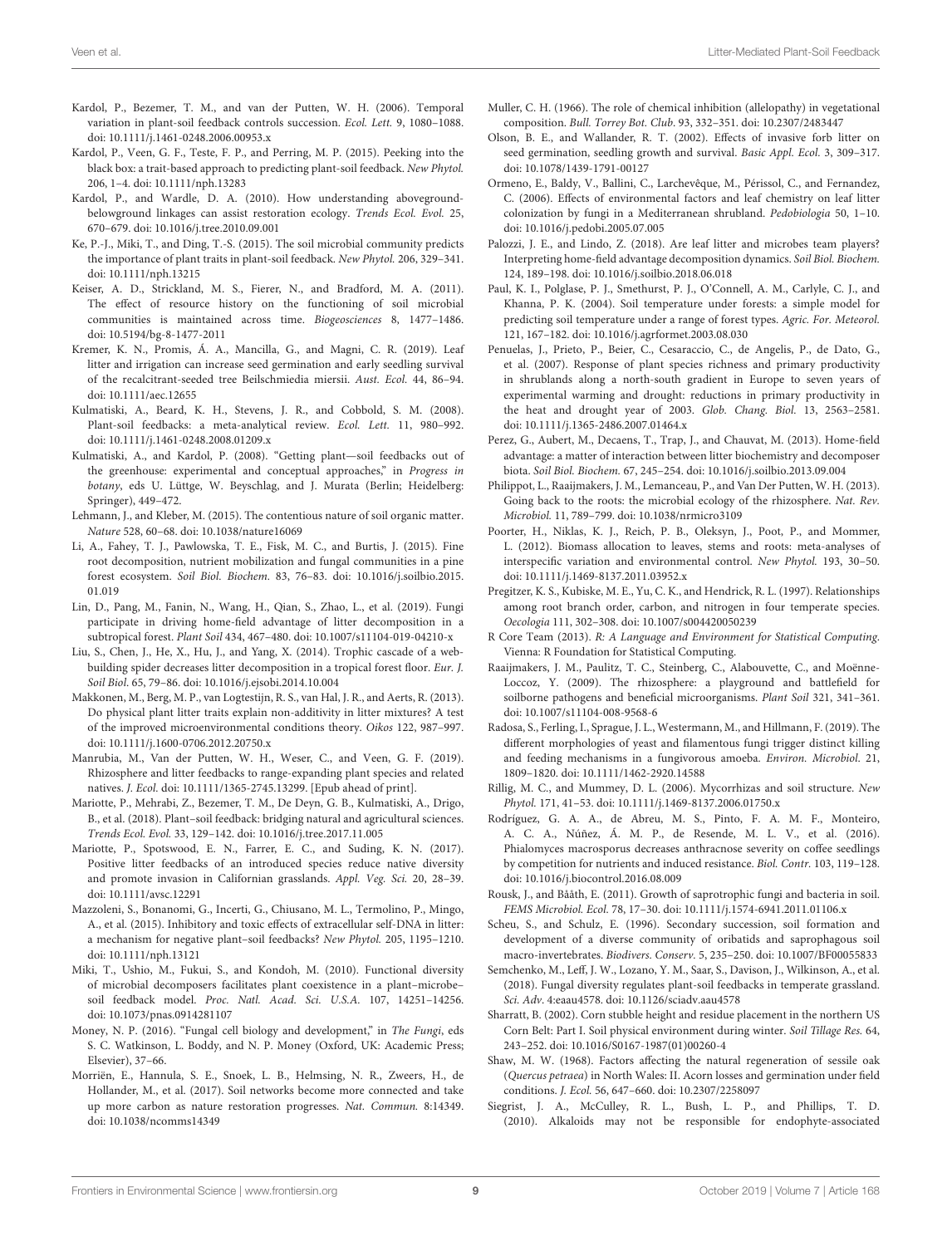Kardol, P., Bezemer, T. M., and van der Putten, W. H. (2006). Temporal variation in plant-soil feedback controls succession. *Ecol. Lett.* 9, 1080–1088. doi: 10.1111/j.1461-0248.2006.00953.x

Kardol, P., Veen, G. F., Teste, F. P., and Perring, M. P. (2015). Peeking into the black box: a trait-based approach to predicting plant-soil feedback. *New Phytol.* 206, 1–4. doi: 10.1111/nph.13283

Kardol, P., and Wardle, D. A. (2010). How understanding aboveground-belowground linkages can assist restoration ecology. *Trends Ecol. Evol.* 25, 670–679. doi: 10.1016/j.tree.2010.09.001

Ke, P.-J., Miki, T., and Ding, T.-S. (2015). The soil microbial community predicts the importance of plant traits in plant-soil feedback. *New Phytol.* 206, 329–341. doi: 10.1111/nph.13215

Keiser, A. D., Strickland, M. S., Fierer, N., and Bradford, M. A. (2011). The effect of resource history on the functioning of soil microbial communities is maintained across time. *Biogeosciences* 8, 1477–1486. doi: 10.5194/bg-8-1477-2011

Kremer, K. N., Promis, Á. A., Mancilla, G., and Magni, C. R. (2019). Leaf litter and irrigation can increase seed germination and early seedling survival of the recalcitrant-seeded tree Beilschmiedia miersii. *Aust. Ecol.* 44, 86–94. doi: 10.1111/aec.12655

Kulmatiski, A., Beard, K. H., Stevens, J. R., and Cobbold, S. M. (2008). Plant-soil feedbacks: a meta-analytical review. *Ecol. Lett.* 11, 980–992. doi: 10.1111/j.1461-0248.2008.01209.x

Kulmatiski, A., and Kardol, P. (2008). "Getting plant—soil feedbacks out of the greenhouse: experimental and conceptual approaches," in *Progress in botany*, eds U. Lüttge, W. Beyschlag, and J. Murata (Berlin; Heidelberg: Springer), 449–472.

Lehmann, J., and Kleber, M. (2015). The contentious nature of soil organic matter. *Nature* 528, 60–68. doi: 10.1038/nature16069

Li, A., Fahey, T. J., Pawlowska, T. E., Fisk, M. C., and Burtis, J. (2015). Fine root decomposition, nutrient mobilization and fungal communities in a pine forest ecosystem. *Soil Biol. Biochem.* 83, 76–83. doi: 10.1016/j.soilbio.2015.01.019

Lin, D., Pang, M., Fanin, N., Wang, H., Qian, S., Zhao, L., et al. (2019). Fungi participate in driving home-field advantage of litter decomposition in a subtropical forest. *Plant Soil* 434, 467–480. doi: 10.1007/s11104-019-04210-x

Liu, S., Chen, J., He, X., Hu, J., and Yang, X. (2014). Trophic cascade of a web-building spider decreases litter decomposition in a tropical forest floor. *Eur. J. Soil Biol.* 65, 79–86. doi: 10.1016/j.ejsobi.2014.10.004

Makkonen, M., Berg, M. P., van Logtestijn, R. S., van Hal, J. R., and Aerts, R. (2013). Do physical plant litter traits explain non-additivity in litter mixtures? A test of the improved microenvironmental conditions theory. *Oikos* 122, 987–997. doi: 10.1111/j.1600-0706.2012.20750.x

Manrubia, M., Van der Putten, W. H., Weser, C., and Veen, G. F. (2019). Rhizosphere and litter feedbacks to range-expanding plant species and related natives. *J. Ecol.* doi: 10.1111/1365-2745.13299. [Epub ahead of print].

Mariotte, P., Mehrabi, Z., Bezemer, T. M., De Deyn, G. B., Kulmatiski, A., Drigo, B., et al. (2018). Plant–soil feedback: bridging natural and agricultural sciences. *Trends Ecol. Evol.* 33, 129–142. doi: 10.1016/j.tree.2017.11.005

Mariotte, P., Spotswood, E. N., Farrer, E. C., and Suding, K. N. (2017). Positive litter feedbacks of an introduced species reduce native diversity and promote invasion in Californian grasslands. *Appl. Veg. Sci.* 20, 28–39. doi: 10.1111/avsc.12291

Mazzoleni, S., Bonanomi, G., Incerti, G., Chiusano, M. L., Termolino, P., Mingo, A., et al. (2015). Inhibitory and toxic effects of extracellular self-DNA in litter: a mechanism for negative plant–soil feedbacks? *New Phytol.* 205, 1195–1210. doi: 10.1111/nph.13121

Miki, T., Ushio, M., Fukui, S., and Kondoh, M. (2010). Functional diversity of microbial decomposers facilitates plant coexistence in a plant–microbe–soil feedback model. *Proc. Natl. Acad. Sci. U.S.A.* 107, 14251–14256. doi: 10.1073/pnas.0914281107

Money, N. P. (2016). "Fungal cell biology and development," in *The Fungi*, eds S. C. Watkinson, L. Boddy, and N. P. Money (Oxford, UK: Academic Press; Elsevier), 37–66.

Morriën, E., Hannula, S. E., Snoek, L. B., Helmsing, N. R., Zweers, H., de Hollander, M., et al. (2017). Soil networks become more connected and take up more carbon as nature restoration progresses. *Nat. Commun.* 8:14349. doi: 10.1038/ncomms14349

Muller, C. H. (1966). The role of chemical inhibition (allelopathy) in vegetational composition. *Bull. Torrey Bot. Club.* 93, 332–351. doi: 10.2307/2483447

Olson, B. E., and Wallander, R. T. (2002). Effects of invasive forb litter on seed germination, seedling growth and survival. *Basic Appl. Ecol.* 3, 309–317. doi: 10.1078/1439-1791-00127

Ormeno, E., Baldy, V., Ballini, C., Larchevêque, M., Périssol, C., and Fernandez, C. (2006). Effects of environmental factors and leaf chemistry on leaf litter colonization by fungi in a Mediterranean shrubland. *Pedobiologia* 50, 1–10. doi: 10.1016/j.pedobi.2005.07.005

Palozzi, J. E., and Lindo, Z. (2018). Are leaf litter and microbes team players? Interpreting home-field advantage decomposition dynamics. *Soil Biol. Biochem.* 124, 189–198. doi: 10.1016/j.soilbio.2018.06.018

Paul, K. I., Polglase, P. J., Smethurst, P. J., O'Connell, A. M., Carlyle, C. J., and Khanna, P. K. (2004). Soil temperature under forests: a simple model for predicting soil temperature under a range of forest types. *Agric. For. Meteorol.* 121, 167–182. doi: 10.1016/j.agrformet.2003.08.030

Penuelas, J., Prieto, P., Beier, C., Cesaraccio, C., de Angelis, P., de Dato, G., et al. (2007). Response of plant species richness and primary productivity in shrublands along a north-south gradient in Europe to seven years of experimental warming and drought: reductions in primary productivity in the heat and drought year of 2003. *Glob. Chang. Biol.* 13, 2563–2581. doi: 10.1111/j.1365-2486.2007.01464.x

Perez, G., Aubert, M., Decaens, T., Trap, J., and Chauvat, M. (2013). Home-field advantage: a matter of interaction between litter biochemistry and decomposer biota. *Soil Biol. Biochem.* 67, 245–254. doi: 10.1016/j.soilbio.2013.09.004

Philippot, L., Raaijmakers, J. M., Lemanceau, P., and Van Der Putten, W. H. (2013). Going back to the roots: the microbial ecology of the rhizosphere. *Nat. Rev. Microbiol.* 11, 789–799. doi: 10.1038/nrmicro3109

Poorter, H., Niklas, K. J., Reich, P. B., Oleksyn, J., Poot, P., and Mommer, L. (2012). Biomass allocation to leaves, stems and roots: meta-analyses of interspecific variation and environmental control. *New Phytol.* 193, 30–50. doi: 10.1111/j.1469-8137.2011.03952.x

Pregitzer, K. S., Kubiske, M. E., Yu, C. K., and Hendrick, R. L. (1997). Relationships among root branch order, carbon, and nitrogen in four temperate species. *Oecologia* 111, 302–308. doi: 10.1007/s004420050239

R Core Team (2013). *R: A Language and Environment for Statistical Computing*. Vienna: R Foundation for Statistical Computing.

Raaijmakers, J. M., Paulitz, T. C., Steinberg, C., Alabouvette, C., and Moënne-Loccoz, Y. (2009). The rhizosphere: a playground and battlefield for soilborne pathogens and beneficial microorganisms. *Plant Soil* 321, 341–361. doi: 10.1007/s11104-008-9568-6

Radosa, S., Ferling, I., Sprague, J. L., Westermann, M., and Hillmann, F. (2019). The different morphologies of yeast and filamentous fungi trigger distinct killing and feeding mechanisms in a fungivorous amoeba. *Environ. Microbiol.* 21, 1809–1820. doi: 10.1111/1462-2920.14588

Rillig, M. C., and Mummey, D. L. (2006). Mycorrhizas and soil structure. *New Phytol.* 171, 41–53. doi: 10.1111/j.1469-8137.2006.01750.x

Rodríguez, G. A. A., de Abreu, M. S., Pinto, F. A. M. F., Monteiro, A. C. A., Núñez, Á. M. P., de Resende, M. L. V., et al. (2016). Phialomyces macrosporus decreases anthracnose severity on coffee seedlings by competition for nutrients and induced resistance. *Biol. Contr.* 103, 119–128. doi: 10.1016/j.biocontrol.2016.08.009

Rousk, J., and Bååth, E. (2011). Growth of saprotrophic fungi and bacteria in soil. *FEMS Microbiol. Ecol.* 78, 17–30. doi: 10.1111/j.1574-6941.2011.01106.x

Scheu, S., and Schulz, E. (1996). Secondary succession, soil formation and development of a diverse community of oribatids and saprophagous soil macro-invertebrates. *Biodivers. Conserv.* 5, 235–250. doi: 10.1007/BF00055833

Semchenko, M., Leff, J. W., Lozano, Y. M., Saar, S., Davison, J., Wilkinson, A., et al. (2018). Fungal diversity regulates plant-soil feedbacks in temperate grassland. *Sci. Adv.* 4:eaau4578. doi: 10.1126/sciadv.aau4578

Sharratt, B. (2002). Corn stubble height and residue placement in the northern US Corn Belt: Part I. Soil physical environment during winter. *Soil Tillage Res.* 64, 243–252. doi: 10.1016/S0167-1987(01)00260-4

Shaw, M. W. (1968). Factors affecting the natural regeneration of sessile oak (*Quercus petraea*) in North Wales: II. Acorn losses and germination under field conditions. *J. Ecol.* 56, 647–660. doi: 10.2307/2258097

Siegrist, J. A., McCulley, R. L., Bush, L. P., and Phillips, T. D. (2010). Alkaloids may not be responsible for endophyte-associated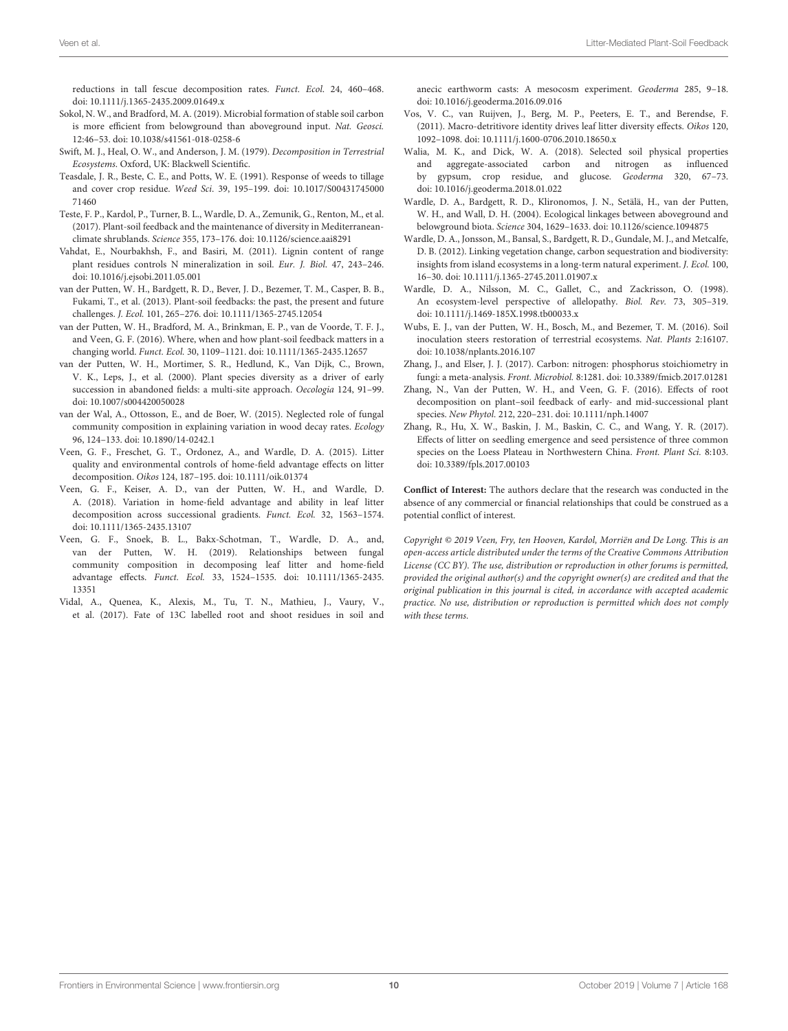reductions in tall fescue decomposition rates. *Funct. Ecol.* 24, 460–468. doi: 10.1111/j.1365-2435.2009.01649.x

Sokol, N. W., and Bradford, M. A. (2019). Microbial formation of stable soil carbon is more efficient from belowground than aboveground input. *Nat. Geosci.* 12:46–53. doi: 10.1038/s41561-018-0258-6

Swift, M. J., Heal, O. W., and Anderson, J. M. (1979). *Decomposition in Terrestrial Ecosystems*. Oxford, UK: Blackwell Scientific.

Teasdale, J. R., Beste, C. E., and Potts, W. E. (1991). Response of weeds to tillage and cover crop residue. *Weed Sci.* 39, 195–199. doi: 10.1017/S0043174500071460

Teste, F. P., Kardol, P., Turner, B. L., Wardle, D. A., Zemunik, G., Renton, M., et al. (2017). Plant-soil feedback and the maintenance of diversity in Mediterranean-climate shrublands. *Science* 355, 173–176. doi: 10.1126/science.aai8291

Vahdat, E., Nourbakhsh, F., and Basiri, M. (2011). Lignin content of range plant residues controls N mineralization in soil. *Eur. J. Biol.* 47, 243–246. doi: 10.1016/j.ejsobi.2011.05.001

van der Putten, W. H., Bardgett, R. D., Bever, J. D., Bezemer, T. M., Casper, B. B., Fukami, T., et al. (2013). Plant-soil feedbacks: the past, the present and future challenges. *J. Ecol.* 101, 265–276. doi: 10.1111/1365-2745.12054

van der Putten, W. H., Bradford, M. A., Brinkman, E. P., van de Voorde, T. F. J., and Veen, G. F. (2016). Where, when and how plant-soil feedback matters in a changing world. *Funct. Ecol.* 30, 1109–1121. doi: 10.1111/1365-2435.12657

van der Putten, W. H., Mortimer, S. R., Hedlund, K., Van Dijk, C., Brown, V. K., Leps, J., et al. (2000). Plant species diversity as a driver of early succession in abandoned fields: a multi-site approach. *Oecologia* 124, 91–99. doi: 10.1007/s004420050028

van der Wal, A., Ottosson, E., and de Boer, W. (2015). Neglected role of fungal community composition in explaining variation in wood decay rates. *Ecology* 96, 124–133. doi: 10.1890/14-0242.1

Veen, G. F., Freschet, G. T., Ordonez, A., and Wardle, D. A. (2015). Litter quality and environmental controls of home-field advantage effects on litter decomposition. *Oikos* 124, 187–195. doi: 10.1111/oik.01374

Veen, G. F., Keiser, A. D., van der Putten, W. H., and Wardle, D. A. (2018). Variation in home-field advantage and ability in leaf litter decomposition across successional gradients. *Funct. Ecol.* 32, 1563–1574. doi: 10.1111/1365-2435.13107

Veen, G. F., Snoek, B. L., Bakx-Schotman, T., Wardle, D. A., and, van der Putten, W. H. (2019). Relationships between fungal community composition in decomposing leaf litter and home-field advantage effects. *Funct. Ecol.* 33, 1524–1535. doi: 10.1111/1365-2435.13351

Vidal, A., Quenea, K., Alexis, M., Tu, T. N., Mathieu, J., Vaury, V., et al. (2017). Fate of 13C labelled root and shoot residues in soil and anecic earthworm casts: A mesocosm experiment. *Geoderma* 285, 9–18. doi: 10.1016/j.geoderma.2016.09.016

Vos, V. C., van Ruijven, J., Berg, M. P., Peeters, E. T., and Berendse, F. (2011). Macro-detritivore identity drives leaf litter diversity effects. *Oikos* 120, 1092–1098. doi: 10.1111/j.1600-0706.2010.18650.x

Walia, M. K., and Dick, W. A. (2018). Selected soil physical properties and aggregate-associated carbon and nitrogen as influenced by gypsum, crop residue, and glucose. *Geoderma* 320, 67–73. doi: 10.1016/j.geoderma.2018.01.022

Wardle, D. A., Bardgett, R. D., Klironomos, J. N., Setälä, H., van der Putten, W. H., and Wall, D. H. (2004). Ecological linkages between aboveground and belowground biota. *Science* 304, 1629–1633. doi: 10.1126/science.1094875

Wardle, D. A., Jonsson, M., Bansal, S., Bardgett, R. D., Gundale, M. J., and Metcalfe, D. B. (2012). Linking vegetation change, carbon sequestration and biodiversity: insights from island ecosystems in a long-term natural experiment. *J. Ecol.* 100, 16–30. doi: 10.1111/j.1365-2745.2011.01907.x

Wardle, D. A., Nilsson, M. C., Gallet, C., and Zackrisson, O. (1998). An ecosystem-level perspective of allelopathy. *Biol. Rev.* 73, 305–319. doi: 10.1111/j.1469-185X.1998.tb00033.x

Wubs, E. J., van der Putten, W. H., Bosch, M., and Bezemer, T. M. (2016). Soil inoculation steers restoration of terrestrial ecosystems. *Nat. Plants* 2:16107. doi: 10.1038/nplants.2016.107

Zhang, J., and Elser, J. J. (2017). Carbon: nitrogen: phosphorus stoichiometry in fungi: a meta-analysis. *Front. Microbiol.* 8:1281. doi: 10.3389/fmicb.2017.01281

Zhang, N., Van der Putten, W. H., and Veen, G. F. (2016). Effects of root decomposition on plant–soil feedback of early- and mid-successional plant species. *New Phytol.* 212, 220–231. doi: 10.1111/nph.14007

Zhang, R., Hu, X. W., Baskin, J. M., Baskin, C. C., and Wang, Y. R. (2017). Effects of litter on seedling emergence and seed persistence of three common species on the Loess Plateau in Northwestern China. *Front. Plant Sci.* 8:103. doi: 10.3389/fpls.2017.00103

**Conflict of Interest:** The authors declare that the research was conducted in the absence of any commercial or financial relationships that could be construed as a potential conflict of interest.

*Copyright © 2019 Veen, Fry, ten Hooven, Kardol, Morriën and De Long. This is an open-access article distributed under the terms of the Creative Commons Attribution License (CC BY). The use, distribution or reproduction in other forums is permitted, provided the original author(s) and the copyright owner(s) are credited and that the original publication in this journal is cited, in accordance with accepted academic practice. No use, distribution or reproduction is permitted which does not comply with these terms.*